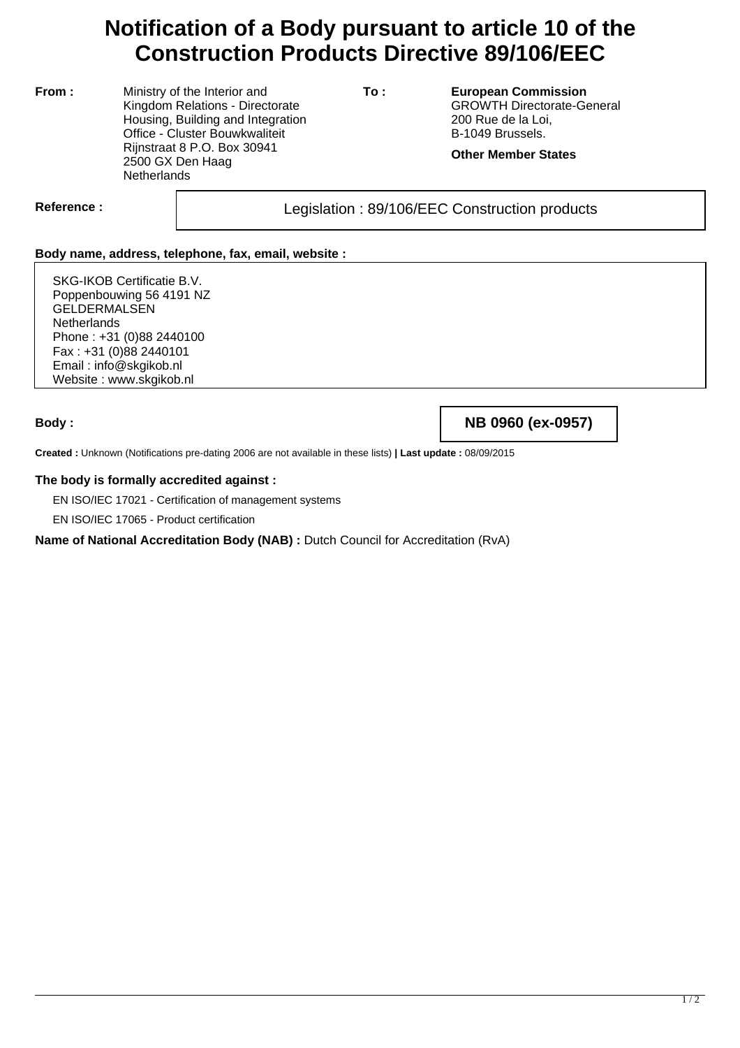# Notification of a Body pursuant to article 10 of the Construction Products Directive 89/106/EEC

**From :**
Ministry of the Interior and Kingdom Relations - Directorate Housing, Building and Integration Office - Cluster Bouwkwaliteit
Rijnstraat 8 P.O. Box 30941
2500 GX Den Haag
Netherlands

**To :**
**European Commission**
GROWTH Directorate-General
200 Rue de la Loi,
B-1049 Brussels.

**Other Member States**

**Reference :** Legislation : 89/106/EEC Construction products

**Body name, address, telephone, fax, email, website :**

SKG-IKOB Certificatie B.V.
Poppenbouwing 56 4191 NZ
GELDERMALSEN
Netherlands
Phone : +31 (0)88 2440100
Fax : +31 (0)88 2440101
Email : info@skgikob.nl
Website : www.skgikob.nl

**Body :** **NB 0960 (ex-0957)**

**Created :** Unknown (Notifications pre-dating 2006 are not available in these lists) **| Last update :** 08/09/2015

**The body is formally accredited against :**

EN ISO/IEC 17021 - Certification of management systems

EN ISO/IEC 17065 - Product certification

**Name of National Accreditation Body (NAB) :** Dutch Council for Accreditation (RvA)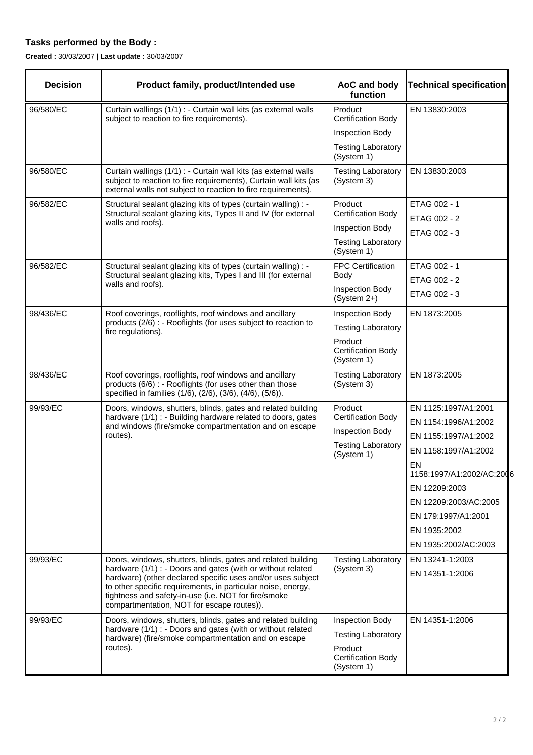## Tasks performed by the Body :

**Created :** 30/03/2007 **| Last update :** 30/03/2007

| Decision | Product family, product/Intended use | AoC and body function | Technical specification |
|---|---|---|---|
| 96/580/EC | Curtain wallings (1/1) : - Curtain wall kits (as external walls subject to reaction to fire requirements). | Product Certification Body<br>Inspection Body<br>Testing Laboratory (System 1) | EN 13830:2003 |
| 96/580/EC | Curtain wallings (1/1) : - Curtain wall kits (as external walls subject to reaction to fire requirements), Curtain wall kits (as external walls not subject to reaction to fire requirements). | Testing Laboratory (System 3) | EN 13830:2003 |
| 96/582/EC | Structural sealant glazing kits of types (curtain walling) : - Structural sealant glazing kits, Types II and IV (for external walls and roofs). | Product Certification Body<br>Inspection Body<br>Testing Laboratory (System 1) | ETAG 002 - 1<br>ETAG 002 - 2<br>ETAG 002 - 3 |
| 96/582/EC | Structural sealant glazing kits of types (curtain walling) : - Structural sealant glazing kits, Types I and III (for external walls and roofs). | FPC Certification Body<br>Inspection Body (System 2+) | ETAG 002 - 1<br>ETAG 002 - 2<br>ETAG 002 - 3 |
| 98/436/EC | Roof coverings, rooflights, roof windows and ancillary products (2/6) : - Rooflights (for uses subject to reaction to fire regulations). | Inspection Body<br>Testing Laboratory<br>Product Certification Body (System 1) | EN 1873:2005 |
| 98/436/EC | Roof coverings, rooflights, roof windows and ancillary products (6/6) : - Rooflights (for uses other than those specified in families (1/6), (2/6), (3/6), (4/6), (5/6)). | Testing Laboratory (System 3) | EN 1873:2005 |
| 99/93/EC | Doors, windows, shutters, blinds, gates and related building hardware (1/1) : - Building hardware related to doors, gates and windows (fire/smoke compartmentation and on escape routes). | Product Certification Body<br>Inspection Body<br>Testing Laboratory (System 1) | EN 1125:1997/A1:2001<br>EN 1154:1996/A1:2002<br>EN 1155:1997/A1:2002<br>EN 1158:1997/A1:2002<br>EN 1158:1997/A1:2002/AC:2006<br>EN 12209:2003<br>EN 12209:2003/AC:2005<br>EN 179:1997/A1:2001<br>EN 1935:2002<br>EN 1935:2002/AC:2003 |
| 99/93/EC | Doors, windows, shutters, blinds, gates and related building hardware (1/1) : - Doors and gates (with or without related hardware) (other declared specific uses and/or uses subject to other specific requirements, in particular noise, energy, tightness and safety-in-use (i.e. NOT for fire/smoke compartmentation, NOT for escape routes)). | Testing Laboratory (System 3) | EN 13241-1:2003<br>EN 14351-1:2006 |
| 99/93/EC | Doors, windows, shutters, blinds, gates and related building hardware (1/1) : - Doors and gates (with or without related hardware) (fire/smoke compartmentation and on escape routes). | Inspection Body<br>Testing Laboratory<br>Product Certification Body (System 1) | EN 14351-1:2006 |